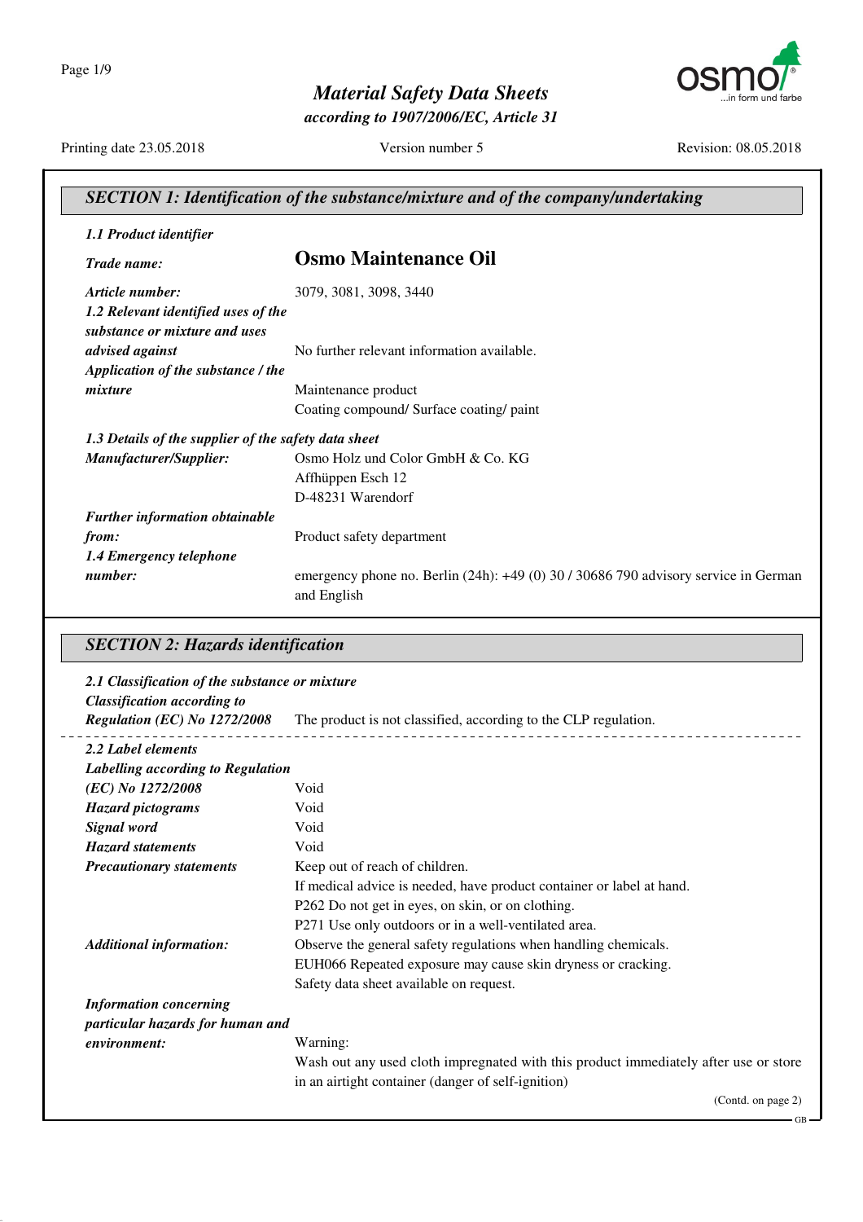# Material Safety Data Sheets

*according to 1907/2006/EC, Article 31*

Printing date 23.05.2018 | Version number 5 | Revision: 08.05.2018

## SECTION 1: Identification of the substance/mixture and of the company/undertaking

***1.1 Product identifier***

***Trade name:*** **Osmo Maintenance Oil**

***Article number:*** 3079, 3081, 3098, 3440

***1.2 Relevant identified uses of the substance or mixture and uses advised against*** No further relevant information available.

***Application of the substance / the mixture*** Maintenance product
Coating compound/ Surface coating/ paint

***1.3 Details of the supplier of the safety data sheet***

***Manufacturer/Supplier:*** Osmo Holz und Color GmbH & Co. KG
Affhüppen Esch 12
D-48231 Warendorf

***Further information obtainable from:*** Product safety department

***1.4 Emergency telephone number:*** emergency phone no. Berlin (24h): +49 (0) 30 / 30686 790 advisory service in German and English

## SECTION 2: Hazards identification

***2.1 Classification of the substance or mixture***

***Classification according to Regulation (EC) No 1272/2008*** The product is not classified, according to the CLP regulation.

***2.2 Label elements***

***Labelling according to Regulation (EC) No 1272/2008*** Void

***Hazard pictograms*** Void

***Signal word*** Void

***Hazard statements*** Void

***Precautionary statements***
Keep out of reach of children.
If medical advice is needed, have product container or label at hand.
P262 Do not get in eyes, on skin, or on clothing.
P271 Use only outdoors or in a well-ventilated area.

***Additional information:***
Observe the general safety regulations when handling chemicals.
EUH066 Repeated exposure may cause skin dryness or cracking.
Safety data sheet available on request.

***Information concerning particular hazards for human and environment:***
Warning:
Wash out any used cloth impregnated with this product immediately after use or store in an airtight container (danger of self-ignition)

(Contd. on page 2)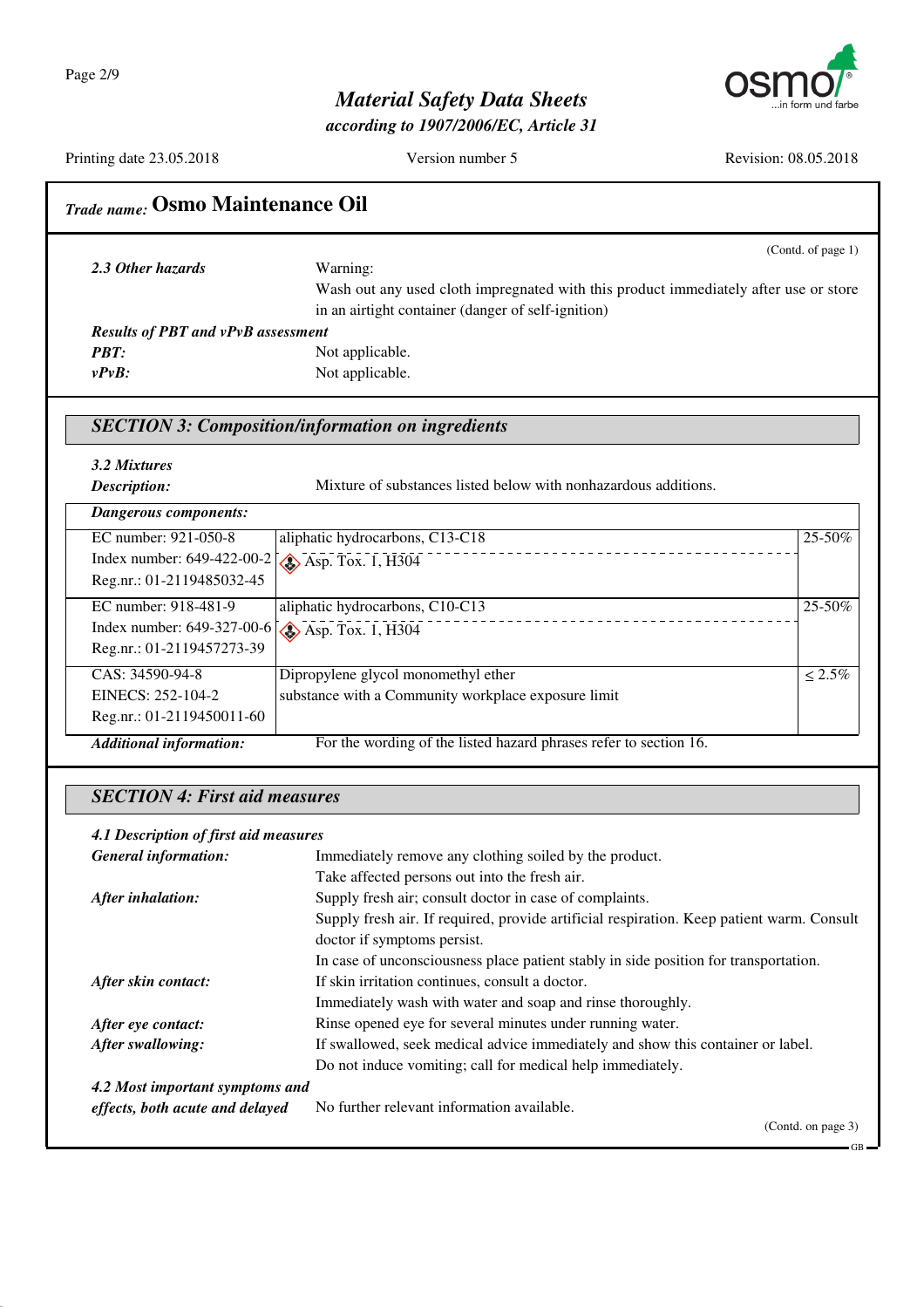## Trade name: Osmo Maintenance Oil

(Contd. of page 1)

***2.3 Other hazards*** Warning:
Wash out any used cloth impregnated with this product immediately after use or store in an airtight container (danger of self-ignition)

***Results of PBT and vPvB assessment***

***PBT:*** Not applicable.

***vPvB:*** Not applicable.

## SECTION 3: Composition/information on ingredients

***3.2 Mixtures***

***Description:*** Mixture of substances listed below with nonhazardous additions.

| ***Dangerous components:*** | | |
|---|---|---|
| EC number: 921-050-8<br>Index number: 649-422-00-2<br>Reg.nr.: 01-2119485032-45 | aliphatic hydrocarbons, C13-C18<br>Asp. Tox. 1, H304 | 25-50% |
| EC number: 918-481-9<br>Index number: 649-327-00-6<br>Reg.nr.: 01-2119457273-39 | aliphatic hydrocarbons, C10-C13<br>Asp. Tox. 1, H304 | 25-50% |
| CAS: 34590-94-8<br>EINECS: 252-104-2<br>Reg.nr.: 01-2119450011-60 | Dipropylene glycol monomethyl ether<br>substance with a Community workplace exposure limit | ≤ 2.5% |

***Additional information:*** For the wording of the listed hazard phrases refer to section 16.

## SECTION 4: First aid measures

***4.1 Description of first aid measures***

***General information:*** Immediately remove any clothing soiled by the product.
Take affected persons out into the fresh air.

***After inhalation:*** Supply fresh air; consult doctor in case of complaints.
Supply fresh air. If required, provide artificial respiration. Keep patient warm. Consult doctor if symptoms persist.
In case of unconsciousness place patient stably in side position for transportation.

***After skin contact:*** If skin irritation continues, consult a doctor.
Immediately wash with water and soap and rinse thoroughly.

***After eye contact:*** Rinse opened eye for several minutes under running water.

***After swallowing:*** If swallowed, seek medical advice immediately and show this container or label.
Do not induce vomiting; call for medical help immediately.

***4.2 Most important symptoms and effects, both acute and delayed*** No further relevant information available.

(Contd. on page 3)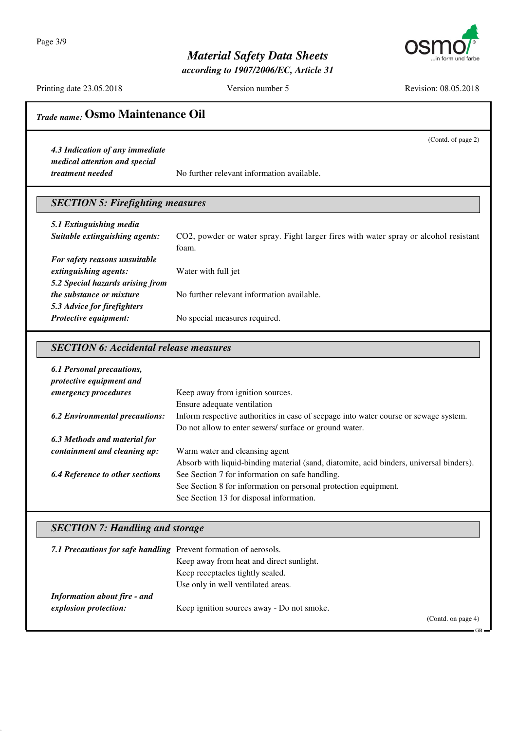## Trade name: Osmo Maintenance Oil

(Contd. of page 2)

***4.3 Indication of any immediate medical attention and special treatment needed*** No further relevant information available.

## SECTION 5: Firefighting measures

***5.1 Extinguishing media***

***Suitable extinguishing agents:*** $CO_2$, powder or water spray. Fight larger fires with water spray or alcohol resistant foam.

***For safety reasons unsuitable extinguishing agents:*** Water with full jet

***5.2 Special hazards arising from the substance or mixture*** No further relevant information available.

***5.3 Advice for firefighters***

***Protective equipment:*** No special measures required.

## SECTION 6: Accidental release measures

***6.1 Personal precautions, protective equipment and emergency procedures*** Keep away from ignition sources.
Ensure adequate ventilation

***6.2 Environmental precautions:*** Inform respective authorities in case of seepage into water course or sewage system.
Do not allow to enter sewers/ surface or ground water.

***6.3 Methods and material for containment and cleaning up:*** Warm water and cleansing agent
Absorb with liquid-binding material (sand, diatomite, acid binders, universal binders).

***6.4 Reference to other sections*** See Section 7 for information on safe handling.
See Section 8 for information on personal protection equipment.
See Section 13 for disposal information.

## SECTION 7: Handling and storage

***7.1 Precautions for safe handling*** Prevent formation of aerosols.
Keep away from heat and direct sunlight.
Keep receptacles tightly sealed.
Use only in well ventilated areas.

***Information about fire - and explosion protection:*** Keep ignition sources away - Do not smoke.

(Contd. on page 4)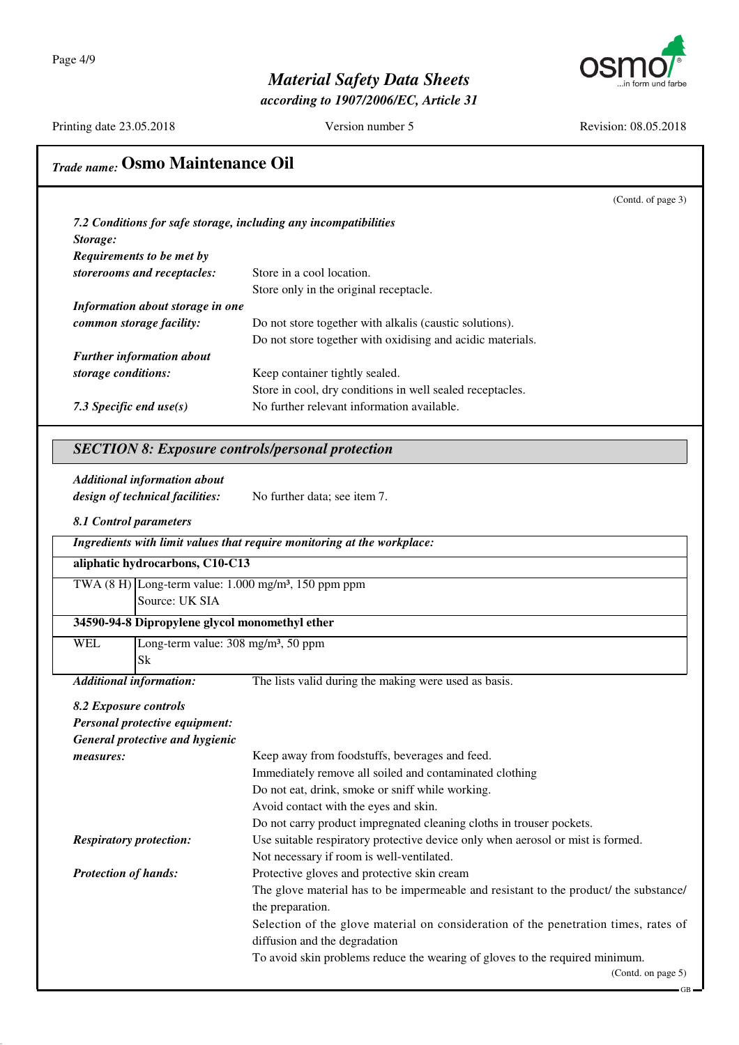# Trade name: Osmo Maintenance Oil

(Contd. of page 3)

*7.2 Conditions for safe storage, including any incompatibilities*

***Storage:***

***Requirements to be met by storerooms and receptacles:*** Store in a cool location.
Store only in the original receptacle.

***Information about storage in one common storage facility:*** Do not store together with alkalis (caustic solutions).
Do not store together with oxidising and acidic materials.

***Further information about storage conditions:*** Keep container tightly sealed.
Store in cool, dry conditions in well sealed receptacles.

***7.3 Specific end use(s)*** No further relevant information available.

## SECTION 8: Exposure controls/personal protection

***Additional information about design of technical facilities:*** No further data; see item 7.

***8.1 Control parameters***

| *Ingredients with limit values that require monitoring at the workplace:* | |
|---|---|
| **aliphatic hydrocarbons, C10-C13** | |
| TWA (8 H) | Long-term value: 1.000 mg/m³, 150 ppm ppm<br>Source: UK SIA |
| **34590-94-8 Dipropylene glycol monomethyl ether** | |
| WEL | Long-term value: 308 mg/m³, 50 ppm<br>Sk |

***Additional information:*** The lists valid during the making were used as basis.

***8.2 Exposure controls***

***Personal protective equipment:***

***General protective and hygienic measures:***
Keep away from foodstuffs, beverages and feed.
Immediately remove all soiled and contaminated clothing
Do not eat, drink, smoke or sniff while working.
Avoid contact with the eyes and skin.
Do not carry product impregnated cleaning cloths in trouser pockets.

***Respiratory protection:*** Use suitable respiratory protective device only when aerosol or mist is formed.
Not necessary if room is well-ventilated.

***Protection of hands:*** Protective gloves and protective skin cream
The glove material has to be impermeable and resistant to the product/ the substance/ the preparation.
Selection of the glove material on consideration of the penetration times, rates of diffusion and the degradation
To avoid skin problems reduce the wearing of gloves to the required minimum.

(Contd. on page 5)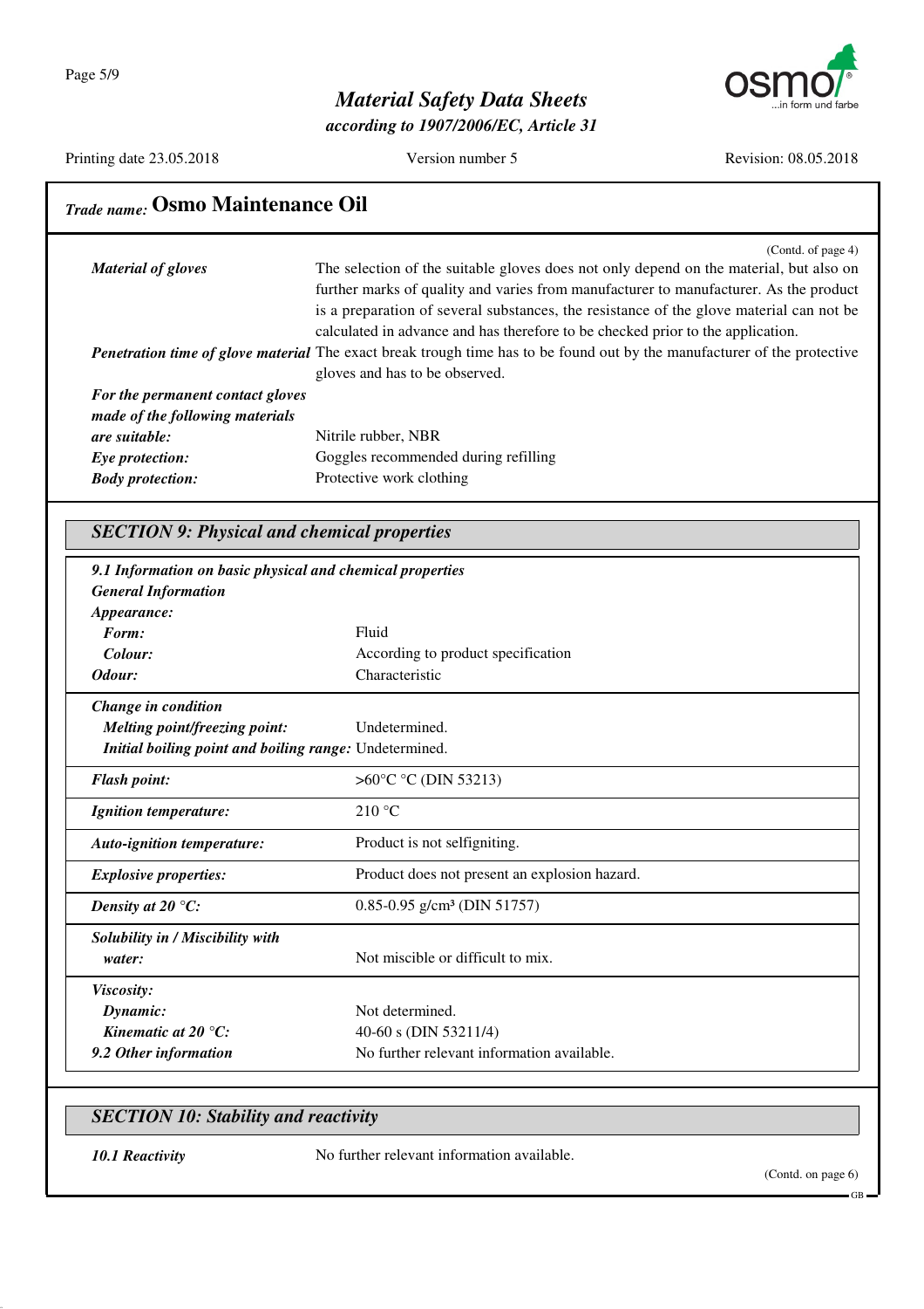**Trade name: Osmo Maintenance Oil**

(Contd. of page 4)

| | |
|---|---|
| ***Material of gloves*** | The selection of the suitable gloves does not only depend on the material, but also on further marks of quality and varies from manufacturer to manufacturer. As the product is a preparation of several substances, the resistance of the glove material can not be calculated in advance and has therefore to be checked prior to the application. |
| ***Penetration time of glove material*** | The exact break trough time has to be found out by the manufacturer of the protective gloves and has to be observed. |
| ***For the permanent contact gloves made of the following materials are suitable:*** | Nitrile rubber, NBR |
| ***Eye protection:*** | Goggles recommended during refilling |
| ***Body protection:*** | Protective work clothing |

## SECTION 9: Physical and chemical properties

***9.1 Information on basic physical and chemical properties***

***General Information***

| | |
|---|---|
| ***Appearance:*** | |
| ***Form:*** | Fluid |
| ***Colour:*** | According to product specification |
| ***Odour:*** | Characteristic |
| ***Change in condition*** | |
| ***Melting point/freezing point:*** | Undetermined. |
| ***Initial boiling point and boiling range:*** | Undetermined. |
| ***Flash point:*** | >60°C °C (DIN 53213) |
| ***Ignition temperature:*** | 210 °C |
| ***Auto-ignition temperature:*** | Product is not selfigniting. |
| ***Explosive properties:*** | Product does not present an explosion hazard. |
| ***Density at 20 °C:*** | 0.85-0.95 g/cm³ (DIN 51757) |
| ***Solubility in / Miscibility with water:*** | Not miscible or difficult to mix. |
| ***Viscosity:*** | |
| ***Dynamic:*** | Not determined. |
| ***Kinematic at 20 °C:*** | 40-60 s (DIN 53211/4) |
| ***9.2 Other information*** | No further relevant information available. |

## SECTION 10: Stability and reactivity

| | |
|---|---|
| ***10.1 Reactivity*** | No further relevant information available. |

(Contd. on page 6)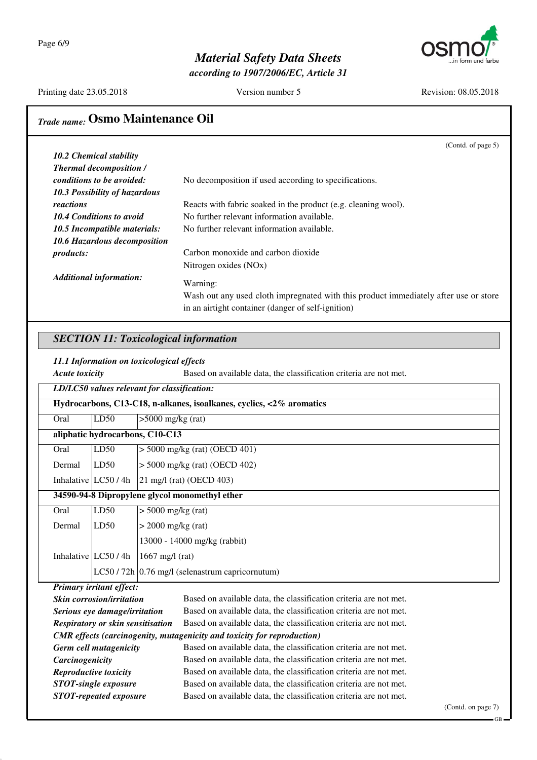## Trade name: Osmo Maintenance Oil

(Contd. of page 5)

***10.2 Chemical stability***

***Thermal decomposition / conditions to be avoided:*** No decomposition if used according to specifications.

***10.3 Possibility of hazardous reactions*** Reacts with fabric soaked in the product (e.g. cleaning wool).

***10.4 Conditions to avoid*** No further relevant information available.

***10.5 Incompatible materials:*** No further relevant information available.

***10.6 Hazardous decomposition products:*** Carbon monoxide and carbon dioxide
Nitrogen oxides (NOx)

***Additional information:*** Warning:
Wash out any used cloth impregnated with this product immediately after use or store in an airtight container (danger of self-ignition)

## *SECTION 11: Toxicological information*

***11.1 Information on toxicological effects***

***Acute toxicity*** Based on available data, the classification criteria are not met.

| ***LD/LC50 values relevant for classification:*** | | |
|---|---|---|
| **Hydrocarbons, C13-C18, n-alkanes, isoalkanes, cyclics, <2% aromatics** | | |
| Oral | LD50 | >5000 mg/kg (rat) |
| **aliphatic hydrocarbons, C10-C13** | | |
| Oral | LD50 | > 5000 mg/kg (rat) (OECD 401) |
| Dermal | LD50 | > 5000 mg/kg (rat) (OECD 402) |
| Inhalative | LC50 / 4h | 21 mg/l (rat) (OECD 403) |
| **34590-94-8 Dipropylene glycol monomethyl ether** | | |
| Oral | LD50 | > 5000 mg/kg (rat) |
| Dermal | LD50 | > 2000 mg/kg (rat) |
| | | 13000 - 14000 mg/kg (rabbit) |
| Inhalative | LC50 / 4h | 1667 mg/l (rat) |
| | LC50 / 72h | 0.76 mg/l (selenastrum capricornutum) |

***Primary irritant effect:***

***Skin corrosion/irritation*** Based on available data, the classification criteria are not met.

***Serious eye damage/irritation*** Based on available data, the classification criteria are not met.

***Respiratory or skin sensitisation*** Based on available data, the classification criteria are not met.

***CMR effects (carcinogenity, mutagenicity and toxicity for reproduction)***

***Germ cell mutagenicity*** Based on available data, the classification criteria are not met.

***Carcinogenicity*** Based on available data, the classification criteria are not met.

***Reproductive toxicity*** Based on available data, the classification criteria are not met.

***STOT-single exposure*** Based on available data, the classification criteria are not met.

***STOT-repeated exposure*** Based on available data, the classification criteria are not met.

(Contd. on page 7)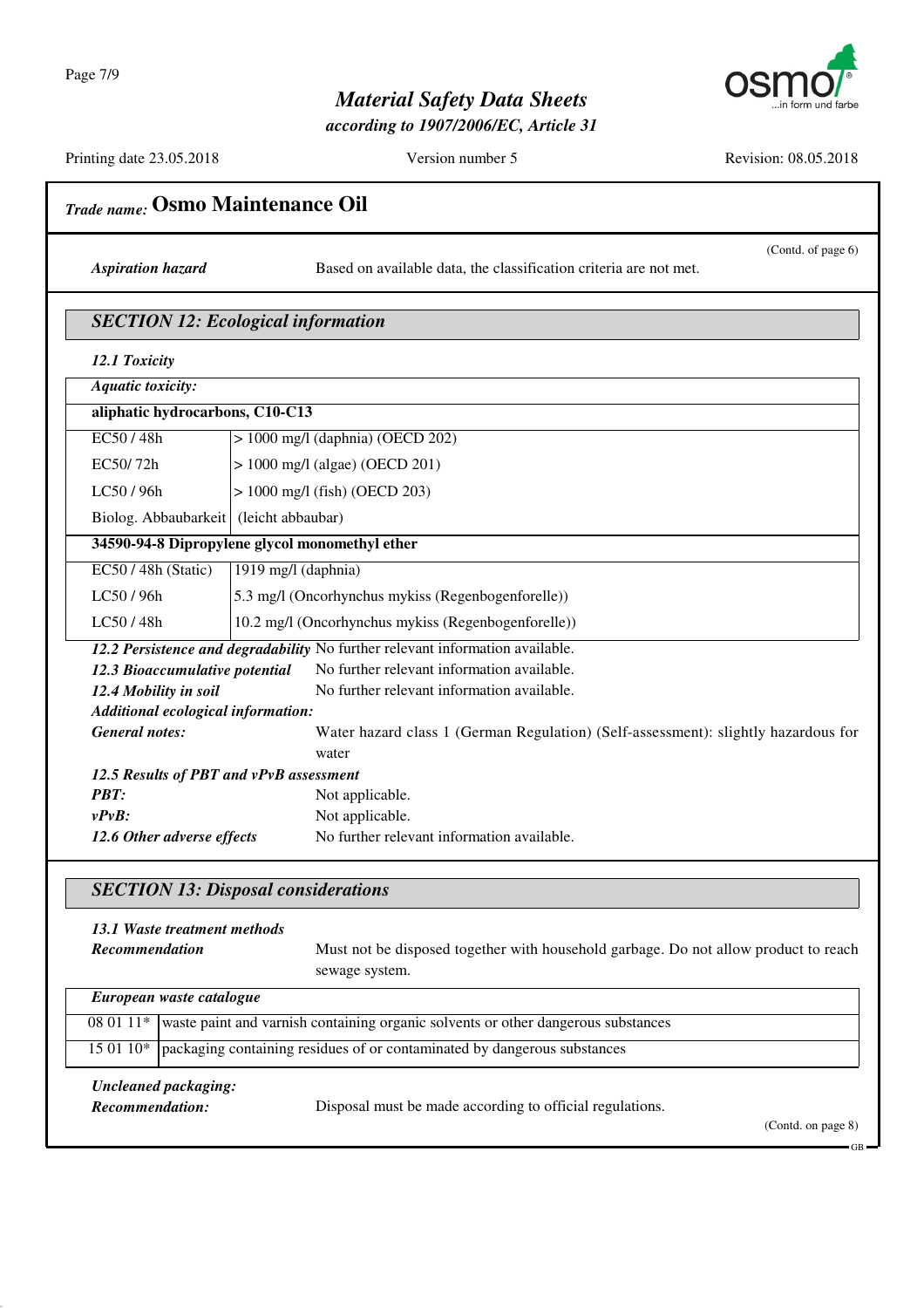## Trade name: Osmo Maintenance Oil

(Contd. of page 6)

***Aspiration hazard*** Based on available data, the classification criteria are not met.

### SECTION 12: Ecological information

***12.1 Toxicity***

| ***Aquatic toxicity:*** | |
|---|---|
| **aliphatic hydrocarbons, C10-C13** | |
| EC50 / 48h | > 1000 mg/l (daphnia) (OECD 202) |
| EC50/ 72h | > 1000 mg/l (algae) (OECD 201) |
| LC50 / 96h | > 1000 mg/l (fish) (OECD 203) |
| Biolog. Abbaubarkeit | (leicht abbaubar) |
| **34590-94-8 Dipropylene glycol monomethyl ether** | |
| EC50 / 48h (Static) | 1919 mg/l (daphnia) |
| LC50 / 96h | 5.3 mg/l (Oncorhynchus mykiss (Regenbogenforelle)) |
| LC50 / 48h | 10.2 mg/l (Oncorhynchus mykiss (Regenbogenforelle)) |

***12.2 Persistence and degradability*** No further relevant information available.

***12.3 Bioaccumulative potential*** No further relevant information available.

***12.4 Mobility in soil*** No further relevant information available.

***Additional ecological information:***

***General notes:*** Water hazard class 1 (German Regulation) (Self-assessment): slightly hazardous for water

***12.5 Results of PBT and vPvB assessment***

***PBT:*** Not applicable.

***vPvB:*** Not applicable.

***12.6 Other adverse effects*** No further relevant information available.

### SECTION 13: Disposal considerations

***13.1 Waste treatment methods***

***Recommendation*** Must not be disposed together with household garbage. Do not allow product to reach sewage system.

| ***European waste catalogue*** | |
|---|---|
| 08 01 11* | waste paint and varnish containing organic solvents or other dangerous substances |
| 15 01 10* | packaging containing residues of or contaminated by dangerous substances |

***Uncleaned packaging:***

***Recommendation:*** Disposal must be made according to official regulations.

(Contd. on page 8)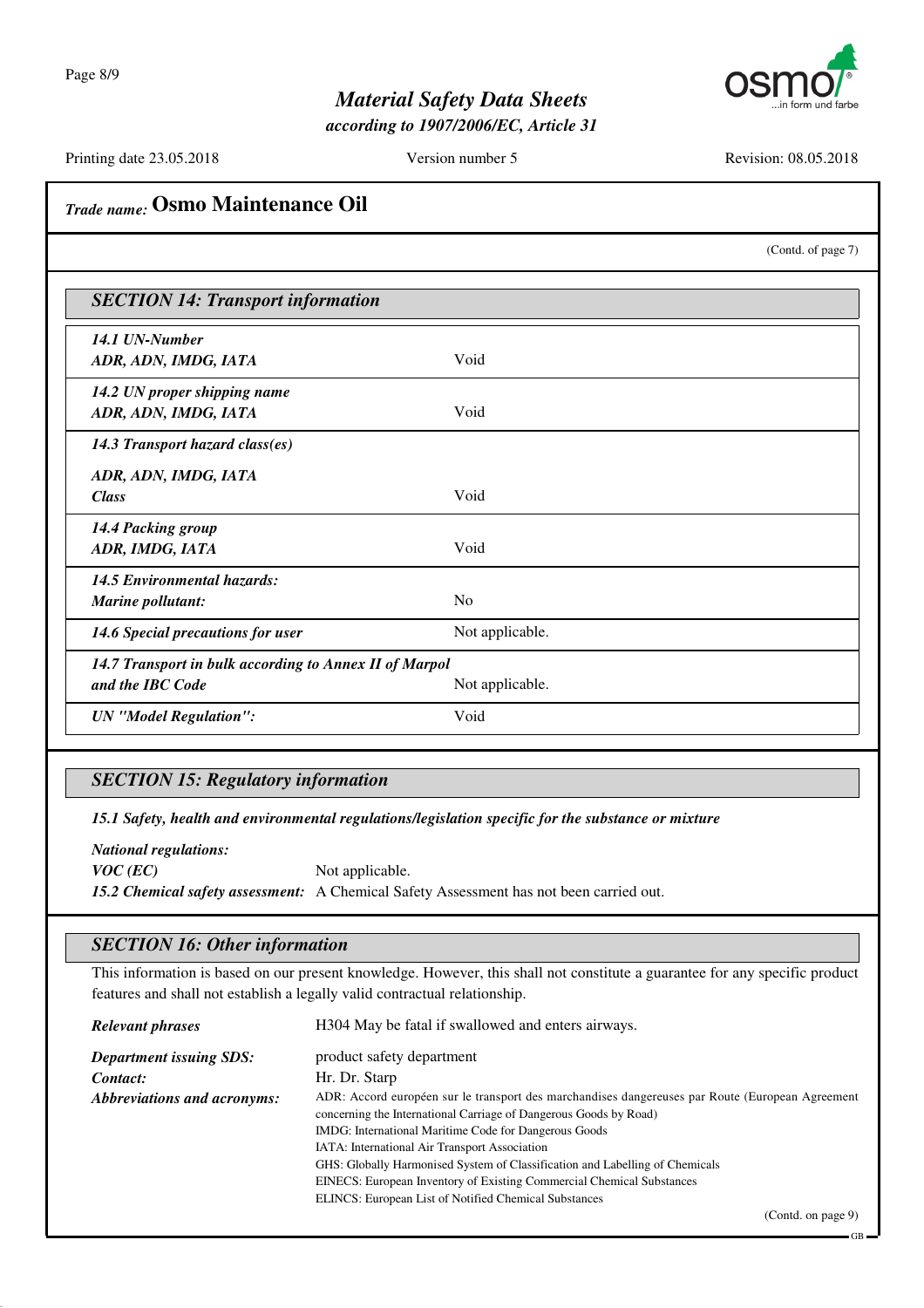## Trade name: Osmo Maintenance Oil

(Contd. of page 7)

## SECTION 14: Transport information

| | |
|---|---|
| ***14.1 UN-Number*** ***ADR, ADN, IMDG, IATA*** | Void |
| ***14.2 UN proper shipping name*** ***ADR, ADN, IMDG, IATA*** | Void |
| ***14.3 Transport hazard class(es)*** ***ADR, ADN, IMDG, IATA*** ***Class*** | Void |
| ***14.4 Packing group*** ***ADR, IMDG, IATA*** | Void |
| ***14.5 Environmental hazards:*** ***Marine pollutant:*** | No |
| ***14.6 Special precautions for user*** | Not applicable. |
| ***14.7 Transport in bulk according to Annex II of Marpol and the IBC Code*** | Not applicable. |
| ***UN "Model Regulation":*** | Void |

## SECTION 15: Regulatory information

***15.1 Safety, health and environmental regulations/legislation specific for the substance or mixture***

***National regulations:***

***VOC (EC)*** Not applicable.

***15.2 Chemical safety assessment:*** A Chemical Safety Assessment has not been carried out.

## SECTION 16: Other information

This information is based on our present knowledge. However, this shall not constitute a guarantee for any specific product features and shall not establish a legally valid contractual relationship.

***Relevant phrases*** H304 May be fatal if swallowed and enters airways.

***Department issuing SDS:*** product safety department

***Contact:*** Hr. Dr. Starp

***Abbreviations and acronyms:***

ADR: Accord européen sur le transport des marchandises dangereuses par Route (European Agreement concerning the International Carriage of Dangerous Goods by Road)
IMDG: International Maritime Code for Dangerous Goods
IATA: International Air Transport Association
GHS: Globally Harmonised System of Classification and Labelling of Chemicals
EINECS: European Inventory of Existing Commercial Chemical Substances
ELINCS: European List of Notified Chemical Substances

(Contd. on page 9)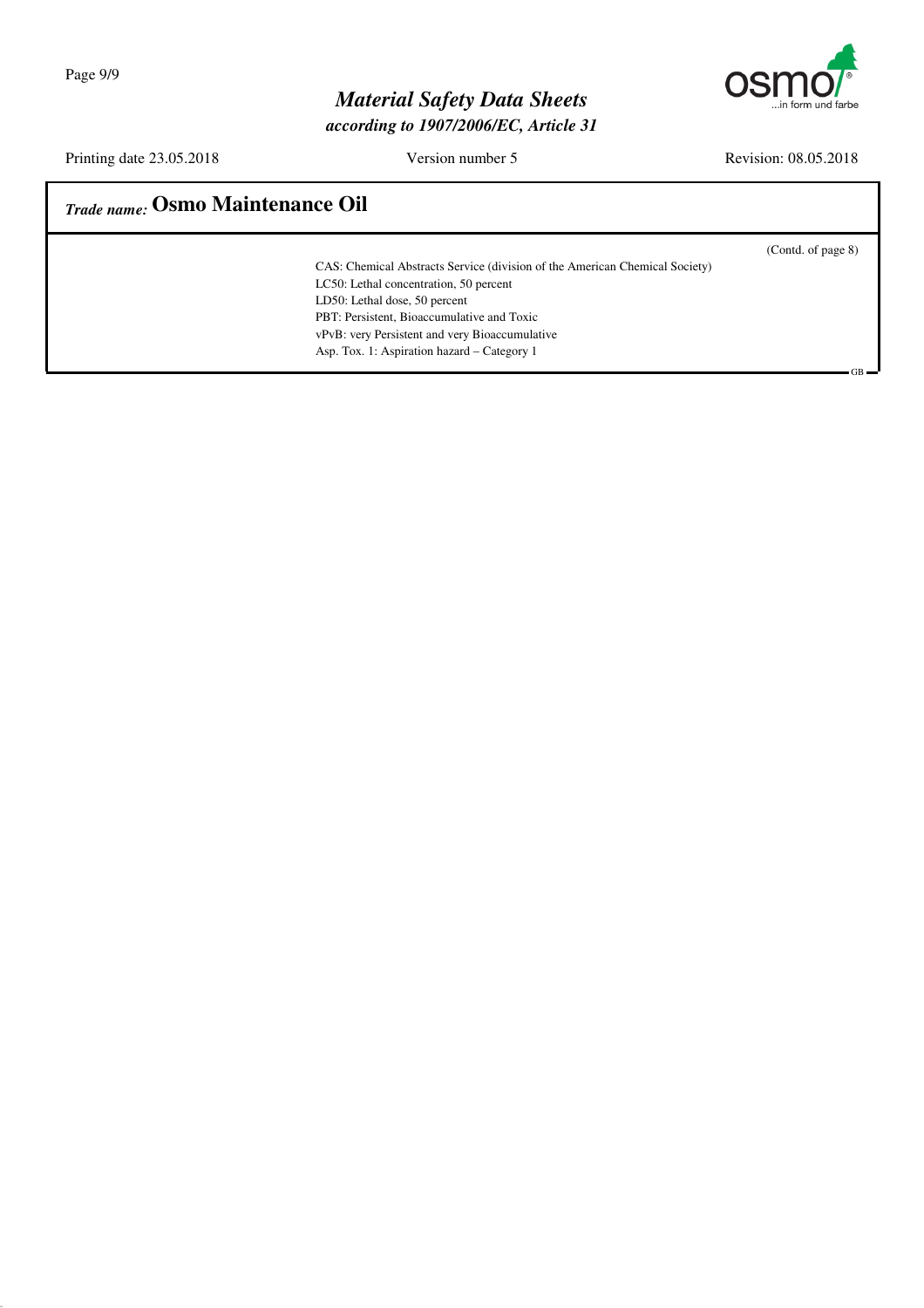## *Trade name:* **Osmo Maintenance Oil**

(Contd. of page 8)

CAS: Chemical Abstracts Service (division of the American Chemical Society)
LC50: Lethal concentration, 50 percent
LD50: Lethal dose, 50 percent
PBT: Persistent, Bioaccumulative and Toxic
vPvB: very Persistent and very Bioaccumulative
Asp. Tox. 1: Aspiration hazard – Category 1

GB